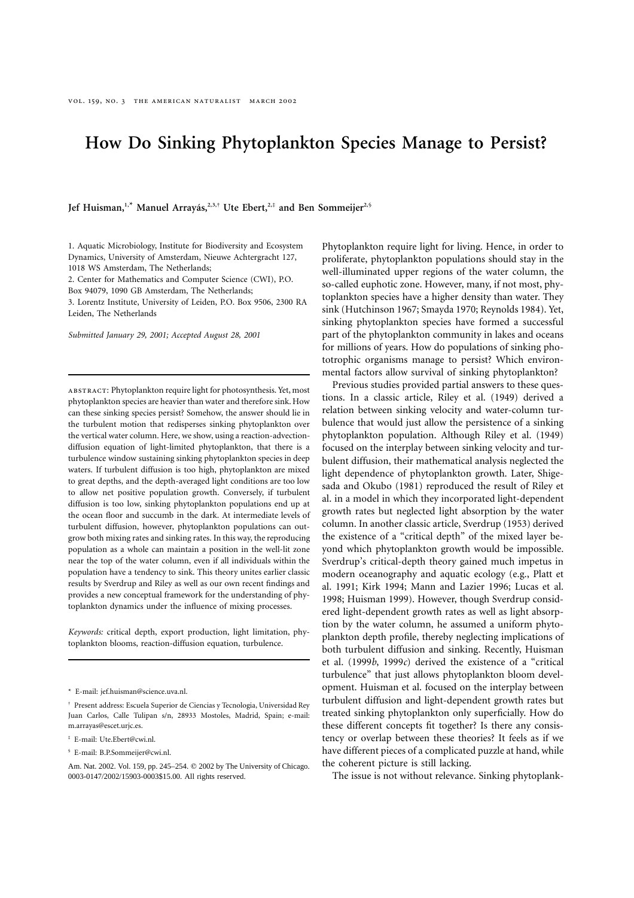# How Do Sinking Phytoplankton Species Manage to Persist?

**Jef Huisman,[1,*] Manuel Arrayás,[2,3,†] Ute Ebert,[2,‡] and Ben Sommeijer[2,§]**

1. Aquatic Microbiology, Institute for Biodiversity and Ecosystem Dynamics, University of Amsterdam, Nieuwe Achtergracht 127, 1018 WS Amsterdam, The Netherlands;
2. Center for Mathematics and Computer Science (CWI), P.O. Box 94079, 1090 GB Amsterdam, The Netherlands;
3. Lorentz Institute, University of Leiden, P.O. Box 9506, 2300 RA Leiden, The Netherlands

*Submitted January 29, 2001; Accepted August 28, 2001*

ABSTRACT: Phytoplankton require light for photosynthesis. Yet, most phytoplankton species are heavier than water and therefore sink. How can these sinking species persist? Somehow, the answer should lie in the turbulent motion that redisperses sinking phytoplankton over the vertical water column. Here, we show, using a reaction-advection-diffusion equation of light-limited phytoplankton, that there is a turbulence window sustaining sinking phytoplankton species in deep waters. If turbulent diffusion is too high, phytoplankton are mixed to great depths, and the depth-averaged light conditions are too low to allow net positive population growth. Conversely, if turbulent diffusion is too low, sinking phytoplankton populations end up at the ocean floor and succumb in the dark. At intermediate levels of turbulent diffusion, however, phytoplankton populations can outgrow both mixing rates and sinking rates. In this way, the reproducing population as a whole can maintain a position in the well-lit zone near the top of the water column, even if all individuals within the population have a tendency to sink. This theory unites earlier classic results by Sverdrup and Riley as well as our own recent findings and provides a new conceptual framework for the understanding of phytoplankton dynamics under the influence of mixing processes.

*Keywords:* critical depth, export production, light limitation, phytoplankton blooms, reaction-diffusion equation, turbulence.

\* E-mail: jef.huisman@science.uva.nl.

† Present address: Escuela Superior de Ciencias y Tecnologia, Universidad Rey Juan Carlos, Calle Tulipan s/n, 28933 Mostoles, Madrid, Spain; e-mail: m.arrayas@escet.urjc.es.

‡ E-mail: Ute.Ebert@cwi.nl.

§ E-mail: B.P.Sommeijer@cwi.nl.

Am. Nat. 2002. Vol. 159, pp. 245–254. © 2002 by The University of Chicago. 0003-0147/2002/15903-0003$15.00. All rights reserved.

Phytoplankton require light for living. Hence, in order to proliferate, phytoplankton populations should stay in the well-illuminated upper regions of the water column, the so-called euphotic zone. However, many, if not most, phytoplankton species have a higher density than water. They sink (Hutchinson 1967; Smayda 1970; Reynolds 1984). Yet, sinking phytoplankton species have formed a successful part of the phytoplankton community in lakes and oceans for millions of years. How do populations of sinking phototrophic organisms manage to persist? Which environmental factors allow survival of sinking phytoplankton?

Previous studies provided partial answers to these questions. In a classic article, Riley et al. (1949) derived a relation between sinking velocity and water-column turbulence that would just allow the persistence of a sinking phytoplankton population. Although Riley et al. (1949) focused on the interplay between sinking velocity and turbulent diffusion, their mathematical analysis neglected the light dependence of phytoplankton growth. Later, Shigesada and Okubo (1981) reproduced the result of Riley et al. in a model in which they incorporated light-dependent growth rates but neglected light absorption by the water column. In another classic article, Sverdrup (1953) derived the existence of a "critical depth" of the mixed layer beyond which phytoplankton growth would be impossible. Sverdrup's critical-depth theory gained much impetus in modern oceanography and aquatic ecology (e.g., Platt et al. 1991; Kirk 1994; Mann and Lazier 1996; Lucas et al. 1998; Huisman 1999). However, though Sverdrup considered light-dependent growth rates as well as light absorption by the water column, he assumed a uniform phytoplankton depth profile, thereby neglecting implications of both turbulent diffusion and sinking. Recently, Huisman et al. (1999*b*, 1999*c*) derived the existence of a "critical turbulence" that just allows phytoplankton bloom development. Huisman et al. focused on the interplay between turbulent diffusion and light-dependent growth rates but treated sinking phytoplankton only superficially. How do these different concepts fit together? Is there any consistency or overlap between these theories? It feels as if we have different pieces of a complicated puzzle at hand, while the coherent picture is still lacking.

The issue is not without relevance. Sinking phytoplank-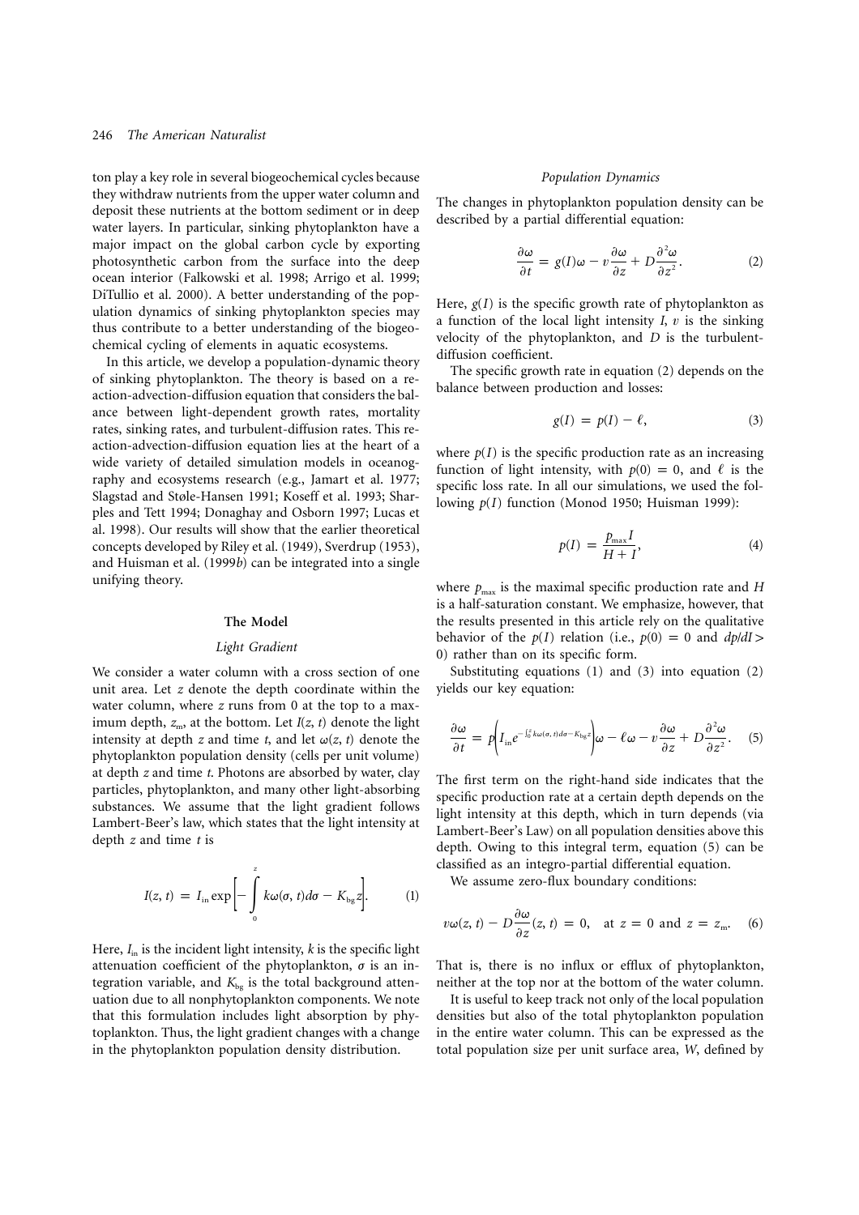ton play a key role in several biogeochemical cycles because they withdraw nutrients from the upper water column and deposit these nutrients at the bottom sediment or in deep water layers. In particular, sinking phytoplankton have a major impact on the global carbon cycle by exporting photosynthetic carbon from the surface into the deep ocean interior (Falkowski et al. 1998; Arrigo et al. 1999; DiTullio et al. 2000). A better understanding of the population dynamics of sinking phytoplankton species may thus contribute to a better understanding of the biogeochemical cycling of elements in aquatic ecosystems.

In this article, we develop a population-dynamic theory of sinking phytoplankton. The theory is based on a reaction-advection-diffusion equation that considers the balance between light-dependent growth rates, mortality rates, sinking rates, and turbulent-diffusion rates. This reaction-advection-diffusion equation lies at the heart of a wide variety of detailed simulation models in oceanography and ecosystems research (e.g., Jamart et al. 1977; Slagstad and Støle-Hansen 1991; Koseff et al. 1993; Sharples and Tett 1994; Donaghay and Osborn 1997; Lucas et al. 1998). Our results will show that the earlier theoretical concepts developed by Riley et al. (1949), Sverdrup (1953), and Huisman et al. (1999*b*) can be integrated into a single unifying theory.

## The Model

### *Light Gradient*

We consider a water column with a cross section of one unit area. Let $z$ denote the depth coordinate within the water column, where $z$ runs from 0 at the top to a maximum depth, $z_m$, at the bottom. Let $I(z, t)$ denote the light intensity at depth $z$ and time $t$, and let $\omega(z, t)$ denote the phytoplankton population density (cells per unit volume) at depth $z$ and time $t$. Photons are absorbed by water, clay particles, phytoplankton, and many other light-absorbing substances. We assume that the light gradient follows Lambert-Beer's law, which states that the light intensity at depth $z$ and time $t$ is

$$I(z, t) = I_{in} \exp\left[-\int_0^z k\omega(\sigma, t)d\sigma - K_{bg}z\right]. \quad (1)$$

Here, $I_{in}$ is the incident light intensity, $k$ is the specific light attenuation coefficient of the phytoplankton, $\sigma$ is an integration variable, and $K_{bg}$ is the total background attenuation due to all nonphytoplankton components. We note that this formulation includes light absorption by phytoplankton. Thus, the light gradient changes with a change in the phytoplankton population density distribution.

### *Population Dynamics*

The changes in phytoplankton population density can be described by a partial differential equation:

$$\frac{\partial \omega}{\partial t} = g(I)\omega - v\frac{\partial \omega}{\partial z} + D\frac{\partial^2 \omega}{\partial z^2}. \quad (2)$$

Here, $g(I)$ is the specific growth rate of phytoplankton as a function of the local light intensity $I$, $v$ is the sinking velocity of the phytoplankton, and $D$ is the turbulent-diffusion coefficient.

The specific growth rate in equation (2) depends on the balance between production and losses:

$$g(I) = p(I) - \ell, \quad (3)$$

where $p(I)$ is the specific production rate as an increasing function of light intensity, with $p(0) = 0$, and $\ell$ is the specific loss rate. In all our simulations, we used the following $p(I)$ function (Monod 1950; Huisman 1999):

$$p(I) = \frac{p_{max} I}{H + I}, \quad (4)$$

where $p_{max}$ is the maximal specific production rate and $H$ is a half-saturation constant. We emphasize, however, that the results presented in this article rely on the qualitative behavior of the $p(I)$ relation (i.e., $p(0) = 0$ and $dp/dI > 0$) rather than on its specific form.

Substituting equations (1) and (3) into equation (2) yields our key equation:

$$\frac{\partial \omega}{\partial t} = p\left(I_{in} e^{-\int_0^z k\omega(\sigma, t)d\sigma - K_{bg}z}\right)\omega - \ell\omega - v\frac{\partial \omega}{\partial z} + D\frac{\partial^2 \omega}{\partial z^2}. \quad (5)$$

The first term on the right-hand side indicates that the specific production rate at a certain depth depends on the light intensity at this depth, which in turn depends (via Lambert-Beer's Law) on all population densities above this depth. Owing to this integral term, equation (5) can be classified as an integro-partial differential equation.

We assume zero-flux boundary conditions:

$$v\omega(z, t) - D\frac{\partial \omega}{\partial z}(z, t) = 0, \quad \text{at } z = 0 \text{ and } z = z_m. \quad (6)$$

That is, there is no influx or efflux of phytoplankton, neither at the top nor at the bottom of the water column.

It is useful to keep track not only of the local population densities but also of the total phytoplankton population in the entire water column. This can be expressed as the total population size per unit surface area, $W$, defined by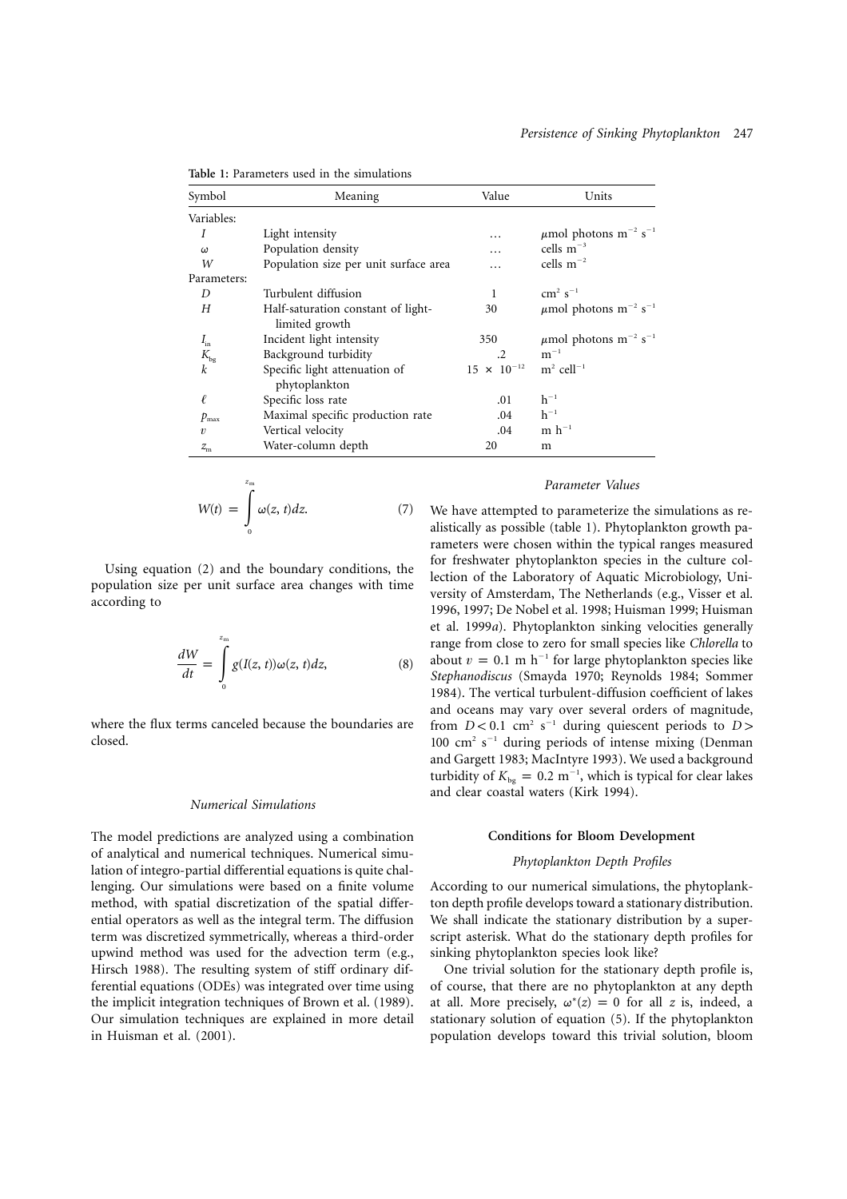**Table 1:** Parameters used in the simulations

| Symbol | Meaning | Value | Units |
|---|---|---|---|
| Variables: | | | |
| $I$ | Light intensity | … | $\mu$mol photons $m^{-2}$ $s^{-1}$ |
| $\omega$ | Population density | … | cells $m^{-3}$ |
| $W$ | Population size per unit surface area | … | cells $m^{-2}$ |
| Parameters: | | | |
| $D$ | Turbulent diffusion | 1 | $cm^2$ $s^{-1}$ |
| $H$ | Half-saturation constant of light-limited growth | 30 | $\mu$mol photons $m^{-2}$ $s^{-1}$ |
| $I_{in}$ | Incident light intensity | 350 | $\mu$mol photons $m^{-2}$ $s^{-1}$ |
| $K_{bg}$ | Background turbidity | .2 | $m^{-1}$ |
| $k$ | Specific light attenuation of phytoplankton | $15 \times 10^{-12}$ | $m^2$ $cell^{-1}$ |
| $\ell$ | Specific loss rate | .01 | $h^{-1}$ |
| $p_{max}$ | Maximal specific production rate | .04 | $h^{-1}$ |
| $v$ | Vertical velocity | .04 | m $h^{-1}$ |
| $z_m$ | Water-column depth | 20 | m |

$$W(t) = \int_0^{z_m} \omega(z, t)dz. \tag{7}$$

Using equation (2) and the boundary conditions, the population size per unit surface area changes with time according to

$$\frac{dW}{dt} = \int_0^{z_m} g(I(z, t))\omega(z, t)dz, \tag{8}$$

where the flux terms canceled because the boundaries are closed.

### *Numerical Simulations*

The model predictions are analyzed using a combination of analytical and numerical techniques. Numerical simulation of integro-partial differential equations is quite challenging. Our simulations were based on a finite volume method, with spatial discretization of the spatial differential operators as well as the integral term. The diffusion term was discretized symmetrically, whereas a third-order upwind method was used for the advection term (e.g., Hirsch 1988). The resulting system of stiff ordinary differential equations (ODEs) was integrated over time using the implicit integration techniques of Brown et al. (1989). Our simulation techniques are explained in more detail in Huisman et al. (2001).

### *Parameter Values*

We have attempted to parameterize the simulations as realistically as possible (table 1). Phytoplankton growth parameters were chosen within the typical ranges measured for freshwater phytoplankton species in the culture collection of the Laboratory of Aquatic Microbiology, University of Amsterdam, The Netherlands (e.g., Visser et al. 1996, 1997; De Nobel et al. 1998; Huisman 1999; Huisman et al. 1999*a*). Phytoplankton sinking velocities generally range from close to zero for small species like *Chlorella* to about $v = 0.1$ m $h^{-1}$ for large phytoplankton species like *Stephanodiscus* (Smayda 1970; Reynolds 1984; Sommer 1984). The vertical turbulent-diffusion coefficient of lakes and oceans may vary over several orders of magnitude, from $D < 0.1$ $cm^2$ $s^{-1}$ during quiescent periods to $D >$ 100 $cm^2$ $s^{-1}$ during periods of intense mixing (Denman and Gargett 1983; MacIntyre 1993). We used a background turbidity of $K_{bg} = 0.2$ $m^{-1}$, which is typical for clear lakes and clear coastal waters (Kirk 1994).

## **Conditions for Bloom Development**

### *Phytoplankton Depth Profiles*

According to our numerical simulations, the phytoplankton depth profile develops toward a stationary distribution. We shall indicate the stationary distribution by a superscript asterisk. What do the stationary depth profiles for sinking phytoplankton species look like?

One trivial solution for the stationary depth profile is, of course, that there are no phytoplankton at any depth at all. More precisely, $\omega^*(z) = 0$ for all $z$ is, indeed, a stationary solution of equation (5). If the phytoplankton population develops toward this trivial solution, bloom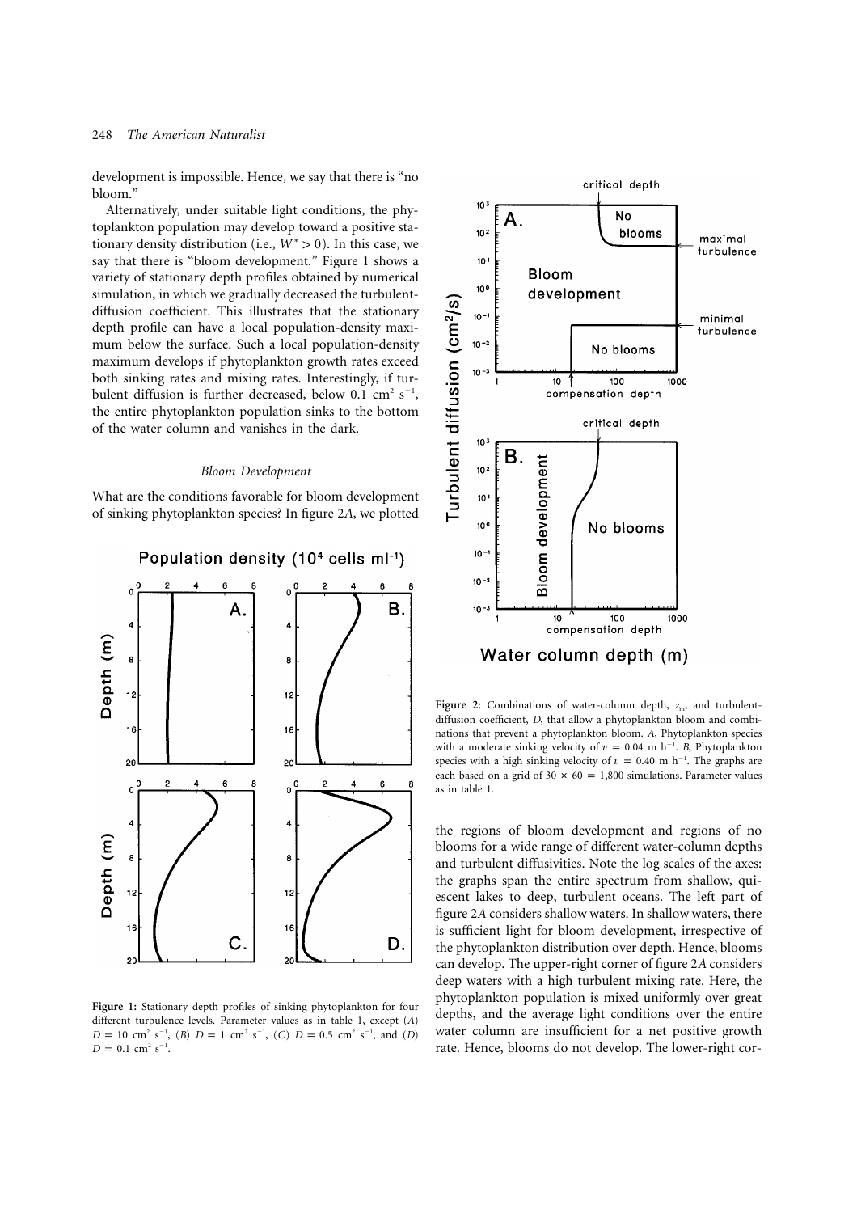development is impossible. Hence, we say that there is "no bloom."

Alternatively, under suitable light conditions, the phytoplankton population may develop toward a positive stationary density distribution (i.e., $W^* > 0$). In this case, we say that there is "bloom development." Figure 1 shows a variety of stationary depth profiles obtained by numerical simulation, in which we gradually decreased the turbulent-diffusion coefficient. This illustrates that the stationary depth profile can have a local population-density maximum below the surface. Such a local population-density maximum develops if phytoplankton growth rates exceed both sinking rates and mixing rates. Interestingly, if turbulent diffusion is further decreased, below 0.1 $cm^2\ s^{-1}$, the entire phytoplankton population sinks to the bottom of the water column and vanishes in the dark.

### *Bloom Development*

What are the conditions favorable for bloom development of sinking phytoplankton species? In figure 2*A*, we plotted the regions of bloom development and regions of no blooms for a wide range of different water-column depths and turbulent diffusivities. Note the log scales of the axes: the graphs span the entire spectrum from shallow, quiescent lakes to deep, turbulent oceans. The left part of figure 2*A* considers shallow waters. In shallow waters, there is sufficient light for bloom development, irrespective of the phytoplankton distribution over depth. Hence, blooms can develop. The upper-right corner of figure 2*A* considers deep waters with a high turbulent mixing rate. Here, the phytoplankton population is mixed uniformly over great depths, and the average light conditions over the entire water column are insufficient for a net positive growth rate. Hence, blooms do not develop. The lower-right cor-

**Figure 1:** Stationary depth profiles of sinking phytoplankton for four different turbulence levels. Parameter values as in table 1, except (*A*) $D = 10\ cm^2\ s^{-1}$, (*B*) $D = 1\ cm^2\ s^{-1}$, (*C*) $D = 0.5\ cm^2\ s^{-1}$, and (*D*) $D = 0.1\ cm^2\ s^{-1}$.

**Figure 2:** Combinations of water-column depth, $z_m$, and turbulent-diffusion coefficient, $D$, that allow a phytoplankton bloom and combinations that prevent a phytoplankton bloom. *A*, Phytoplankton species with a moderate sinking velocity of $v = 0.04\ m\ h^{-1}$. *B*, Phytoplankton species with a high sinking velocity of $v = 0.40\ m\ h^{-1}$. The graphs are each based on a grid of $30 \times 60 = 1{,}800$ simulations. Parameter values as in table 1.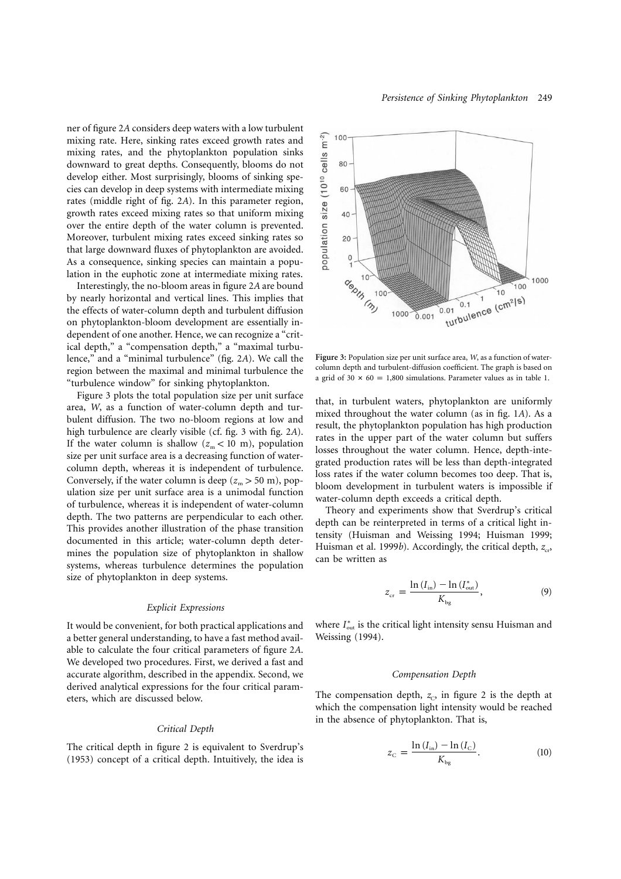ner of figure 2*A* considers deep waters with a low turbulent mixing rate. Here, sinking rates exceed growth rates and mixing rates, and the phytoplankton population sinks downward to great depths. Consequently, blooms do not develop either. Most surprisingly, blooms of sinking species can develop in deep systems with intermediate mixing rates (middle right of fig. 2*A*). In this parameter region, growth rates exceed mixing rates so that uniform mixing over the entire depth of the water column is prevented. Moreover, turbulent mixing rates exceed sinking rates so that large downward fluxes of phytoplankton are avoided. As a consequence, sinking species can maintain a population in the euphotic zone at intermediate mixing rates.

Interestingly, the no-bloom areas in figure 2*A* are bound by nearly horizontal and vertical lines. This implies that the effects of water-column depth and turbulent diffusion on phytoplankton-bloom development are essentially independent of one another. Hence, we can recognize a "critical depth," a "compensation depth," a "maximal turbulence," and a "minimal turbulence" (fig. 2*A*). We call the region between the maximal and minimal turbulence the "turbulence window" for sinking phytoplankton.

Figure 3 plots the total population size per unit surface area, *W*, as a function of water-column depth and turbulent diffusion. The two no-bloom regions at low and high turbulence are clearly visible (cf. fig. 3 with fig. 2*A*). If the water column is shallow ($z_m < 10$ m), population size per unit surface area is a decreasing function of water-column depth, whereas it is independent of turbulence. Conversely, if the water column is deep ($z_m > 50$ m), population size per unit surface area is a unimodal function of turbulence, whereas it is independent of water-column depth. The two patterns are perpendicular to each other. This provides another illustration of the phase transition documented in this article; water-column depth determines the population size of phytoplankton in shallow systems, whereas turbulence determines the population size of phytoplankton in deep systems.

**Figure 3:** Population size per unit surface area, *W*, as a function of water-column depth and turbulent-diffusion coefficient. The graph is based on a grid of $30 \times 60 = 1{,}800$ simulations. Parameter values as in table 1.

### *Explicit Expressions*

It would be convenient, for both practical applications and a better general understanding, to have a fast method available to calculate the four critical parameters of figure 2*A*. We developed two procedures. First, we derived a fast and accurate algorithm, described in the appendix. Second, we derived analytical expressions for the four critical parameters, which are discussed below.

### *Critical Depth*

The critical depth in figure 2 is equivalent to Sverdrup's (1953) concept of a critical depth. Intuitively, the idea is that, in turbulent waters, phytoplankton are uniformly mixed throughout the water column (as in fig. 1*A*). As a result, the phytoplankton population has high production rates in the upper part of the water column but suffers losses throughout the water column. Hence, depth-integrated production rates will be less than depth-integrated loss rates if the water column becomes too deep. That is, bloom development in turbulent waters is impossible if water-column depth exceeds a critical depth.

Theory and experiments show that Sverdrup's critical depth can be reinterpreted in terms of a critical light intensity (Huisman and Weissing 1994; Huisman 1999; Huisman et al. 1999*b*). Accordingly, the critical depth, $z_{cr}$, can be written as

$$z_{cr} = \frac{\ln(I_{in}) - \ln(I^{*}_{out})}{K_{bg}}, \tag{9}$$

where $I^{*}_{out}$ is the critical light intensity sensu Huisman and Weissing (1994).

### *Compensation Depth*

The compensation depth, $z_C$, in figure 2 is the depth at which the compensation light intensity would be reached in the absence of phytoplankton. That is,

$$z_C = \frac{\ln(I_{in}) - \ln(I_C)}{K_{bg}}. \tag{10}$$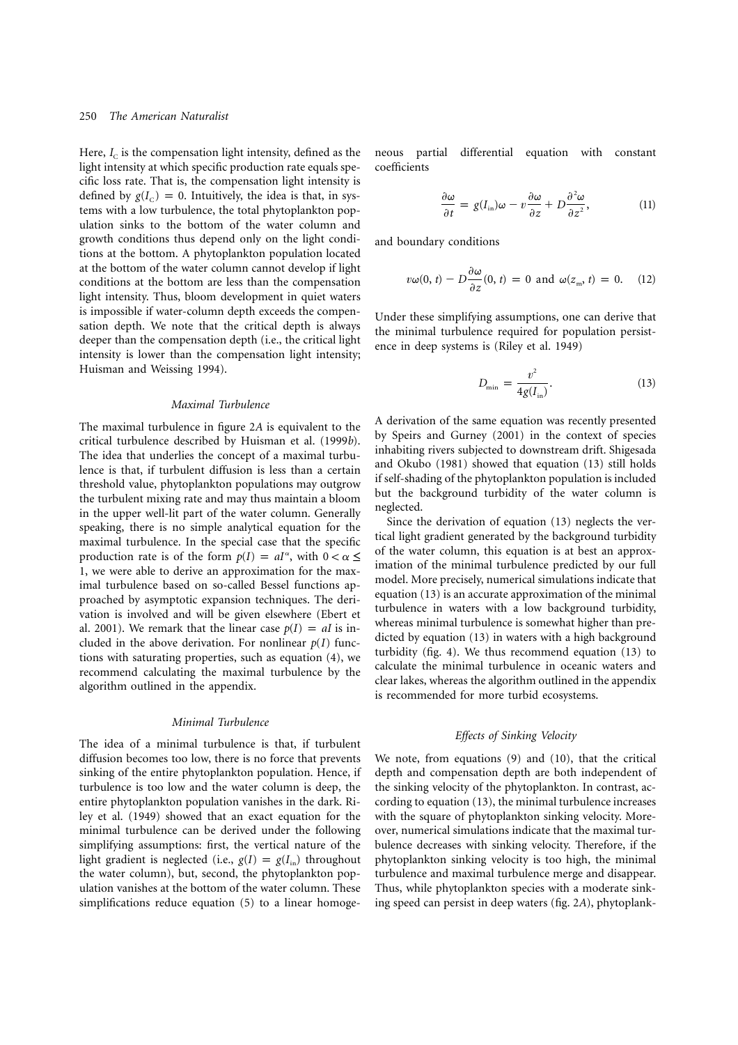Here, $I_C$ is the compensation light intensity, defined as the light intensity at which specific production rate equals specific loss rate. That is, the compensation light intensity is defined by $g(I_C) = 0$. Intuitively, the idea is that, in systems with a low turbulence, the total phytoplankton population sinks to the bottom of the water column and growth conditions thus depend only on the light conditions at the bottom. A phytoplankton population located at the bottom of the water column cannot develop if light conditions at the bottom are less than the compensation light intensity. Thus, bloom development in quiet waters is impossible if water-column depth exceeds the compensation depth. We note that the critical depth is always deeper than the compensation depth (i.e., the critical light intensity is lower than the compensation light intensity; Huisman and Weissing 1994).

### *Maximal Turbulence*

The maximal turbulence in figure 2*A* is equivalent to the critical turbulence described by Huisman et al. (1999*b*). The idea that underlies the concept of a maximal turbulence is that, if turbulent diffusion is less than a certain threshold value, phytoplankton populations may outgrow the turbulent mixing rate and may thus maintain a bloom in the upper well-lit part of the water column. Generally speaking, there is no simple analytical equation for the maximal turbulence. In the special case that the specific production rate is of the form $p(I) = aI^{\alpha}$, with $0 < \alpha \leq 1$, we were able to derive an approximation for the maximal turbulence based on so-called Bessel functions approached by asymptotic expansion techniques. The derivation is involved and will be given elsewhere (Ebert et al. 2001). We remark that the linear case $p(I) = aI$ is included in the above derivation. For nonlinear $p(I)$ functions with saturating properties, such as equation (4), we recommend calculating the maximal turbulence by the algorithm outlined in the appendix.

### *Minimal Turbulence*

The idea of a minimal turbulence is that, if turbulent diffusion becomes too low, there is no force that prevents sinking of the entire phytoplankton population. Hence, if turbulence is too low and the water column is deep, the entire phytoplankton population vanishes in the dark. Riley et al. (1949) showed that an exact equation for the minimal turbulence can be derived under the following simplifying assumptions: first, the vertical nature of the light gradient is neglected (i.e., $g(I) = g(I_{in})$ throughout the water column), but, second, the phytoplankton population vanishes at the bottom of the water column. These simplifications reduce equation (5) to a linear homogeneous partial differential equation with constant coefficients

$$\frac{\partial \omega}{\partial t} = g(I_{in})\omega - v\frac{\partial \omega}{\partial z} + D\frac{\partial^2 \omega}{\partial z^2}, \tag{11}$$

and boundary conditions

$$v\omega(0, t) - D\frac{\partial \omega}{\partial z}(0, t) = 0 \text{ and } \omega(z_m, t) = 0. \tag{12}$$

Under these simplifying assumptions, one can derive that the minimal turbulence required for population persistence in deep systems is (Riley et al. 1949)

$$D_{min} = \frac{v^2}{4g(I_{in})}. \tag{13}$$

A derivation of the same equation was recently presented by Speirs and Gurney (2001) in the context of species inhabiting rivers subjected to downstream drift. Shigesada and Okubo (1981) showed that equation (13) still holds if self-shading of the phytoplankton population is included but the background turbidity of the water column is neglected.

Since the derivation of equation (13) neglects the vertical light gradient generated by the background turbidity of the water column, this equation is at best an approximation of the minimal turbulence predicted by our full model. More precisely, numerical simulations indicate that equation (13) is an accurate approximation of the minimal turbulence in waters with a low background turbidity, whereas minimal turbulence is somewhat higher than predicted by equation (13) in waters with a high background turbidity (fig. 4). We thus recommend equation (13) to calculate the minimal turbulence in oceanic waters and clear lakes, whereas the algorithm outlined in the appendix is recommended for more turbid ecosystems.

### *Effects of Sinking Velocity*

We note, from equations (9) and (10), that the critical depth and compensation depth are both independent of the sinking velocity of the phytoplankton. In contrast, according to equation (13), the minimal turbulence increases with the square of phytoplankton sinking velocity. Moreover, numerical simulations indicate that the maximal turbulence decreases with sinking velocity. Therefore, if the phytoplankton sinking velocity is too high, the minimal turbulence and maximal turbulence merge and disappear. Thus, while phytoplankton species with a moderate sinking speed can persist in deep waters (fig. 2*A*), phytoplank-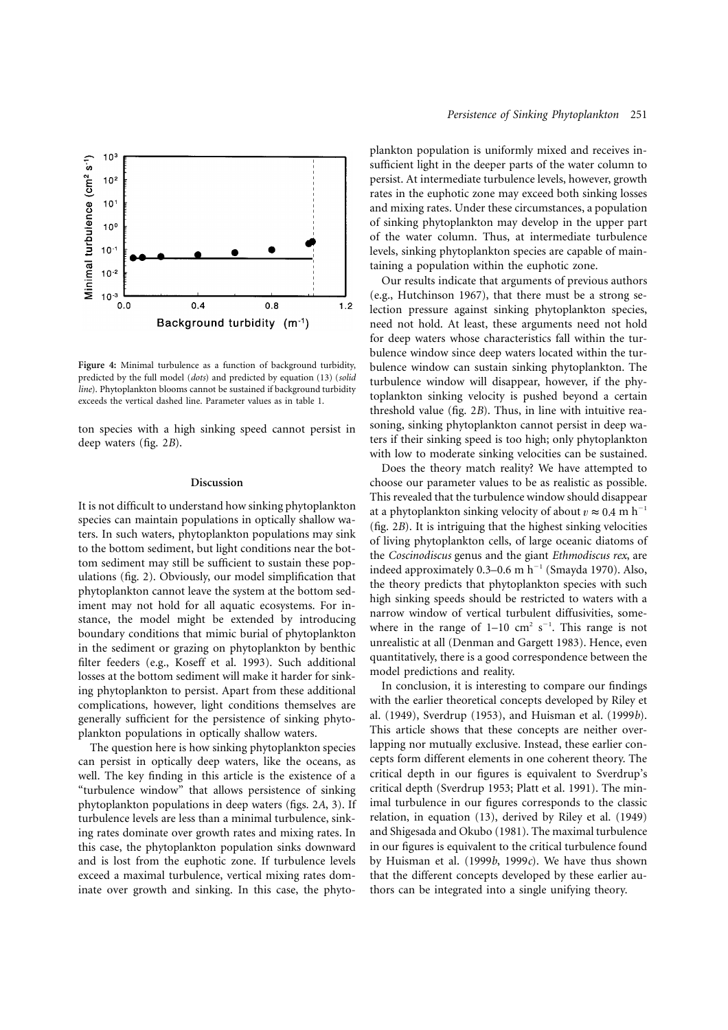Minimal turbulence (cm² s⁻¹)

10³
10²
10¹
10⁰
10⁻¹
10⁻²
10⁻³

0.0
0.4
0.8
1.2

Background turbidity (m⁻¹)

**Figure 4:** Minimal turbulence as a function of background turbidity, predicted by the full model (*dots*) and predicted by equation (13) (*solid line*). Phytoplankton blooms cannot be sustained if background turbidity exceeds the vertical dashed line. Parameter values as in table 1.

ton species with a high sinking speed cannot persist in deep waters (fig. 2*B*).

## Discussion

It is not difficult to understand how sinking phytoplankton species can maintain populations in optically shallow waters. In such waters, phytoplankton populations may sink to the bottom sediment, but light conditions near the bottom sediment may still be sufficient to sustain these populations (fig. 2). Obviously, our model simplification that phytoplankton cannot leave the system at the bottom sediment may not hold for all aquatic ecosystems. For instance, the model might be extended by introducing boundary conditions that mimic burial of phytoplankton in the sediment or grazing on phytoplankton by benthic filter feeders (e.g., Koseff et al. 1993). Such additional losses at the bottom sediment will make it harder for sinking phytoplankton to persist. Apart from these additional complications, however, light conditions themselves are generally sufficient for the persistence of sinking phytoplankton populations in optically shallow waters.

The question here is how sinking phytoplankton species can persist in optically deep waters, like the oceans, as well. The key finding in this article is the existence of a "turbulence window" that allows persistence of sinking phytoplankton populations in deep waters (figs. 2*A*, 3). If turbulence levels are less than a minimal turbulence, sinking rates dominate over growth rates and mixing rates. In this case, the phytoplankton population sinks downward and is lost from the euphotic zone. If turbulence levels exceed a maximal turbulence, vertical mixing rates dominate over growth and sinking. In this case, the phytoplankton population is uniformly mixed and receives insufficient light in the deeper parts of the water column to persist. At intermediate turbulence levels, however, growth rates in the euphotic zone may exceed both sinking losses and mixing rates. Under these circumstances, a population of sinking phytoplankton may develop in the upper part of the water column. Thus, at intermediate turbulence levels, sinking phytoplankton species are capable of maintaining a population within the euphotic zone.

Our results indicate that arguments of previous authors (e.g., Hutchinson 1967), that there must be a strong selection pressure against sinking phytoplankton species, need not hold. At least, these arguments need not hold for deep waters whose characteristics fall within the turbulence window since deep waters located within the turbulence window can sustain sinking phytoplankton. The turbulence window will disappear, however, if the phytoplankton sinking velocity is pushed beyond a certain threshold value (fig. 2*B*). Thus, in line with intuitive reasoning, sinking phytoplankton cannot persist in deep waters if their sinking speed is too high; only phytoplankton with low to moderate sinking velocities can be sustained.

Does the theory match reality? We have attempted to choose our parameter values to be as realistic as possible. This revealed that the turbulence window should disappear at a phytoplankton sinking velocity of about $v \approx 0.4$ m h$^{-1}$ (fig. 2*B*). It is intriguing that the highest sinking velocities of living phytoplankton cells, of large oceanic diatoms of the *Coscinodiscus* genus and the giant *Ethmodiscus rex*, are indeed approximately 0.3–0.6 m h$^{-1}$ (Smayda 1970). Also, the theory predicts that phytoplankton species with such high sinking speeds should be restricted to waters with a narrow window of vertical turbulent diffusivities, somewhere in the range of 1–10 cm$^2$ s$^{-1}$. This range is not unrealistic at all (Denman and Gargett 1983). Hence, even quantitatively, there is a good correspondence between the model predictions and reality.

In conclusion, it is interesting to compare our findings with the earlier theoretical concepts developed by Riley et al. (1949), Sverdrup (1953), and Huisman et al. (1999*b*). This article shows that these concepts are neither overlapping nor mutually exclusive. Instead, these earlier concepts form different elements in one coherent theory. The critical depth in our figures is equivalent to Sverdrup's critical depth (Sverdrup 1953; Platt et al. 1991). The minimal turbulence in our figures corresponds to the classic relation, in equation (13), derived by Riley et al. (1949) and Shigesada and Okubo (1981). The maximal turbulence in our figures is equivalent to the critical turbulence found by Huisman et al. (1999*b*, 1999*c*). We have thus shown that the different concepts developed by these earlier authors can be integrated into a single unifying theory.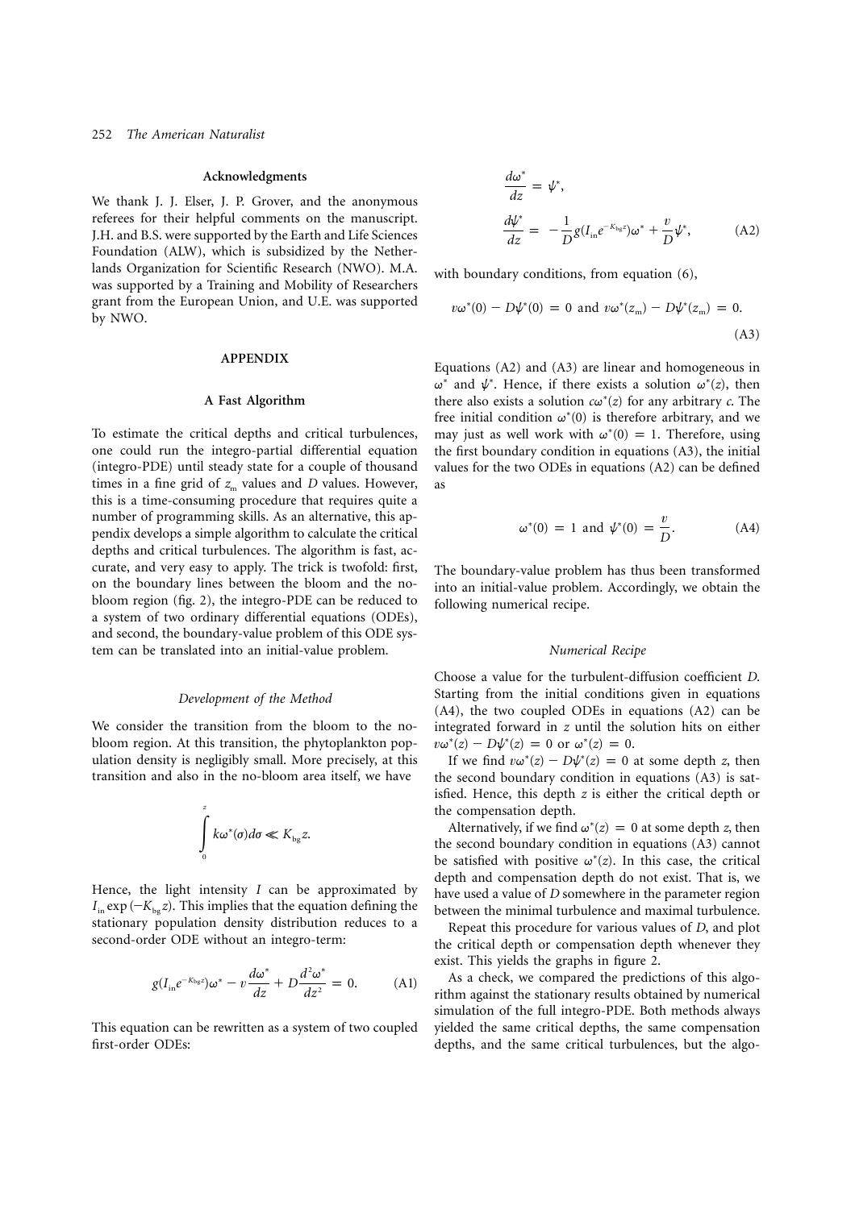## Acknowledgments

We thank J. J. Elser, J. P. Grover, and the anonymous referees for their helpful comments on the manuscript. J.H. and B.S. were supported by the Earth and Life Sciences Foundation (ALW), which is subsidized by the Netherlands Organization for Scientific Research (NWO). M.A. was supported by a Training and Mobility of Researchers grant from the European Union, and U.E. was supported by NWO.

## APPENDIX

### A Fast Algorithm

To estimate the critical depths and critical turbulences, one could run the integro-partial differential equation (integro-PDE) until steady state for a couple of thousand times in a fine grid of $z_m$ values and $D$ values. However, this is a time-consuming procedure that requires quite a number of programming skills. As an alternative, this appendix develops a simple algorithm to calculate the critical depths and critical turbulences. The algorithm is fast, accurate, and very easy to apply. The trick is twofold: first, on the boundary lines between the bloom and the no-bloom region (fig. 2), the integro-PDE can be reduced to a system of two ordinary differential equations (ODEs), and second, the boundary-value problem of this ODE system can be translated into an initial-value problem.

#### *Development of the Method*

We consider the transition from the bloom to the no-bloom region. At this transition, the phytoplankton population density is negligibly small. More precisely, at this transition and also in the no-bloom area itself, we have

$$\int_0^z k\omega^*(\sigma)d\sigma \ll K_{bg}z.$$

Hence, the light intensity $I$ can be approximated by $I_{in}\exp(-K_{bg}z)$. This implies that the equation defining the stationary population density distribution reduces to a second-order ODE without an integro-term:

$$g(I_{in}e^{-K_{bg}z})\omega^* - v\frac{d\omega^*}{dz} + D\frac{d^2\omega^*}{dz^2} = 0. \quad \text{(A1)}$$

This equation can be rewritten as a system of two coupled first-order ODEs:

$$\frac{d\omega^*}{dz} = \psi^*,$$
$$\frac{d\psi^*}{dz} = -\frac{1}{D}g(I_{in}e^{-K_{bg}z})\omega^* + \frac{v}{D}\psi^*, \quad \text{(A2)}$$

with boundary conditions, from equation (6),

$$v\omega^*(0) - D\psi^*(0) = 0 \text{ and } v\omega^*(z_m) - D\psi^*(z_m) = 0. \quad \text{(A3)}$$

Equations (A2) and (A3) are linear and homogeneous in $\omega^*$ and $\psi^*$. Hence, if there exists a solution $\omega^*(z)$, then there also exists a solution $c\omega^*(z)$ for any arbitrary $c$. The free initial condition $\omega^*(0)$ is therefore arbitrary, and we may just as well work with $\omega^*(0) = 1$. Therefore, using the first boundary condition in equations (A3), the initial values for the two ODEs in equations (A2) can be defined as

$$\omega^*(0) = 1 \text{ and } \psi^*(0) = \frac{v}{D}. \quad \text{(A4)}$$

The boundary-value problem has thus been transformed into an initial-value problem. Accordingly, we obtain the following numerical recipe.

#### *Numerical Recipe*

Choose a value for the turbulent-diffusion coefficient $D$. Starting from the initial conditions given in equations (A4), the two coupled ODEs in equations (A2) can be integrated forward in $z$ until the solution hits on either $v\omega^*(z) - D\psi^*(z) = 0$ or $\omega^*(z) = 0$.

If we find $v\omega^*(z) - D\psi^*(z) = 0$ at some depth $z$, then the second boundary condition in equations (A3) is satisfied. Hence, this depth $z$ is either the critical depth or the compensation depth.

Alternatively, if we find $\omega^*(z) = 0$ at some depth $z$, then the second boundary condition in equations (A3) cannot be satisfied with positive $\omega^*(z)$. In this case, the critical depth and compensation depth do not exist. That is, we have used a value of $D$ somewhere in the parameter region between the minimal turbulence and maximal turbulence.

Repeat this procedure for various values of $D$, and plot the critical depth or compensation depth whenever they exist. This yields the graphs in figure 2.

As a check, we compared the predictions of this algorithm against the stationary results obtained by numerical simulation of the full integro-PDE. Both methods always yielded the same critical depths, the same compensation depths, and the same critical turbulences, but the algo-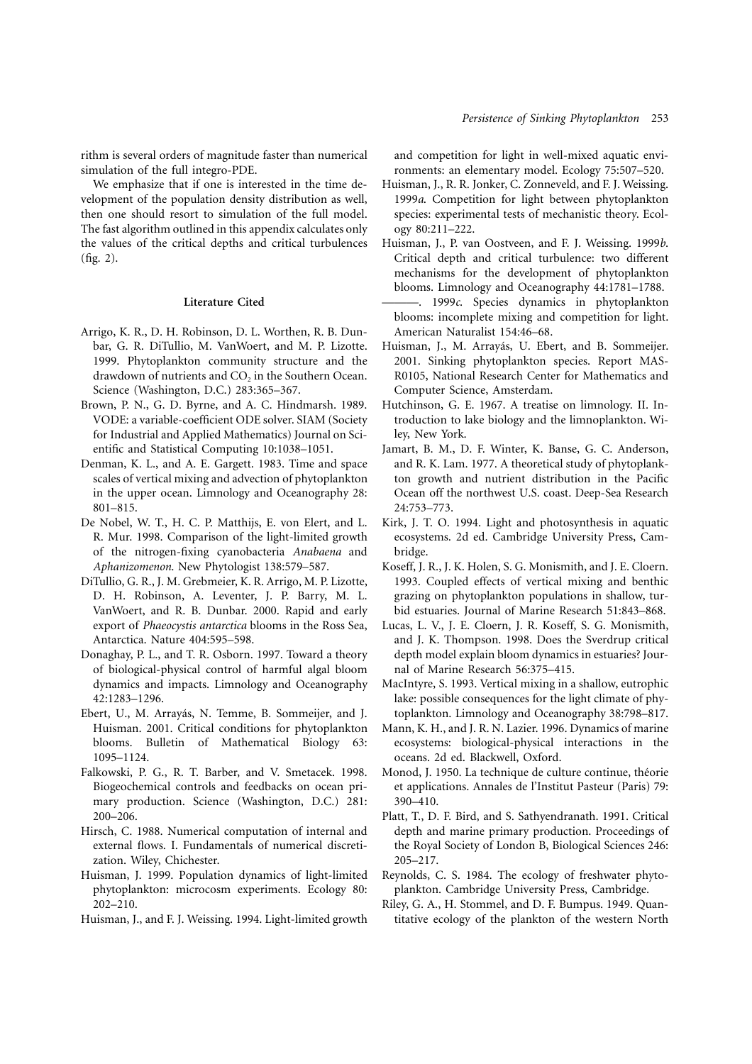rithm is several orders of magnitude faster than numerical simulation of the full integro-PDE.

We emphasize that if one is interested in the time development of the population density distribution as well, then one should resort to simulation of the full model. The fast algorithm outlined in this appendix calculates only the values of the critical depths and critical turbulences (fig. 2).

## Literature Cited

Arrigo, K. R., D. H. Robinson, D. L. Worthen, R. B. Dunbar, G. R. DiTullio, M. VanWoert, and M. P. Lizotte. 1999. Phytoplankton community structure and the drawdown of nutrients and $CO_2$ in the Southern Ocean. Science (Washington, D.C.) 283:365–367.

Brown, P. N., G. D. Byrne, and A. C. Hindmarsh. 1989. VODE: a variable-coefficient ODE solver. SIAM (Society for Industrial and Applied Mathematics) Journal on Scientific and Statistical Computing 10:1038–1051.

Denman, K. L., and A. E. Gargett. 1983. Time and space scales of vertical mixing and advection of phytoplankton in the upper ocean. Limnology and Oceanography 28: 801–815.

De Nobel, W. T., H. C. P. Matthijs, E. von Elert, and L. R. Mur. 1998. Comparison of the light-limited growth of the nitrogen-fixing cyanobacteria *Anabaena* and *Aphanizomenon*. New Phytologist 138:579–587.

DiTullio, G. R., J. M. Grebmeier, K. R. Arrigo, M. P. Lizotte, D. H. Robinson, A. Leventer, J. P. Barry, M. L. VanWoert, and R. B. Dunbar. 2000. Rapid and early export of *Phaeocystis antarctica* blooms in the Ross Sea, Antarctica. Nature 404:595–598.

Donaghay, P. L., and T. R. Osborn. 1997. Toward a theory of biological-physical control of harmful algal bloom dynamics and impacts. Limnology and Oceanography 42:1283–1296.

Ebert, U., M. Arrayás, N. Temme, B. Sommeijer, and J. Huisman. 2001. Critical conditions for phytoplankton blooms. Bulletin of Mathematical Biology 63: 1095–1124.

Falkowski, P. G., R. T. Barber, and V. Smetacek. 1998. Biogeochemical controls and feedbacks on ocean primary production. Science (Washington, D.C.) 281: 200–206.

Hirsch, C. 1988. Numerical computation of internal and external flows. I. Fundamentals of numerical discretization. Wiley, Chichester.

Huisman, J. 1999. Population dynamics of light-limited phytoplankton: microcosm experiments. Ecology 80: 202–210.

Huisman, J., and F. J. Weissing. 1994. Light-limited growth and competition for light in well-mixed aquatic environments: an elementary model. Ecology 75:507–520.

Huisman, J., R. R. Jonker, C. Zonneveld, and F. J. Weissing. 1999*a*. Competition for light between phytoplankton species: experimental tests of mechanistic theory. Ecology 80:211–222.

Huisman, J., P. van Oostveen, and F. J. Weissing. 1999*b*. Critical depth and critical turbulence: two different mechanisms for the development of phytoplankton blooms. Limnology and Oceanography 44:1781–1788.

———. 1999*c*. Species dynamics in phytoplankton blooms: incomplete mixing and competition for light. American Naturalist 154:46–68.

Huisman, J., M. Arrayás, U. Ebert, and B. Sommeijer. 2001. Sinking phytoplankton species. Report MAS-R0105, National Research Center for Mathematics and Computer Science, Amsterdam.

Hutchinson, G. E. 1967. A treatise on limnology. II. Introduction to lake biology and the limnoplankton. Wiley, New York.

Jamart, B. M., D. F. Winter, K. Banse, G. C. Anderson, and R. K. Lam. 1977. A theoretical study of phytoplankton growth and nutrient distribution in the Pacific Ocean off the northwest U.S. coast. Deep-Sea Research 24:753–773.

Kirk, J. T. O. 1994. Light and photosynthesis in aquatic ecosystems. 2d ed. Cambridge University Press, Cambridge.

Koseff, J. R., J. K. Holen, S. G. Monismith, and J. E. Cloern. 1993. Coupled effects of vertical mixing and benthic grazing on phytoplankton populations in shallow, turbid estuaries. Journal of Marine Research 51:843–868.

Lucas, L. V., J. E. Cloern, J. R. Koseff, S. G. Monismith, and J. K. Thompson. 1998. Does the Sverdrup critical depth model explain bloom dynamics in estuaries? Journal of Marine Research 56:375–415.

MacIntyre, S. 1993. Vertical mixing in a shallow, eutrophic lake: possible consequences for the light climate of phytoplankton. Limnology and Oceanography 38:798–817.

Mann, K. H., and J. R. N. Lazier. 1996. Dynamics of marine ecosystems: biological-physical interactions in the oceans. 2d ed. Blackwell, Oxford.

Monod, J. 1950. La technique de culture continue, théorie et applications. Annales de l'Institut Pasteur (Paris) 79: 390–410.

Platt, T., D. F. Bird, and S. Sathyendranath. 1991. Critical depth and marine primary production. Proceedings of the Royal Society of London B, Biological Sciences 246: 205–217.

Reynolds, C. S. 1984. The ecology of freshwater phytoplankton. Cambridge University Press, Cambridge.

Riley, G. A., H. Stommel, and D. F. Bumpus. 1949. Quantitative ecology of the plankton of the western North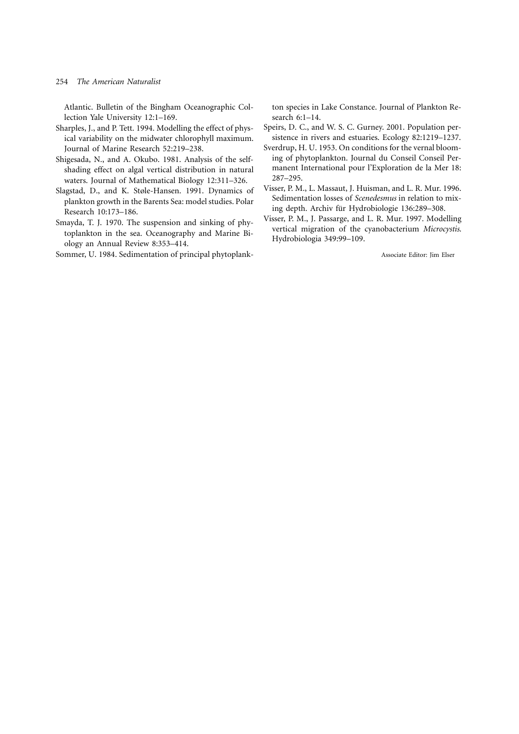Atlantic. Bulletin of the Bingham Oceanographic Collection Yale University 12:1–169.

Sharples, J., and P. Tett. 1994. Modelling the effect of physical variability on the midwater chlorophyll maximum. Journal of Marine Research 52:219–238.

Shigesada, N., and A. Okubo. 1981. Analysis of the self-shading effect on algal vertical distribution in natural waters. Journal of Mathematical Biology 12:311–326.

Slagstad, D., and K. Støle-Hansen. 1991. Dynamics of plankton growth in the Barents Sea: model studies. Polar Research 10:173–186.

Smayda, T. J. 1970. The suspension and sinking of phytoplankton in the sea. Oceanography and Marine Biology an Annual Review 8:353–414.

Sommer, U. 1984. Sedimentation of principal phytoplankton species in Lake Constance. Journal of Plankton Research 6:1–14.

Speirs, D. C., and W. S. C. Gurney. 2001. Population persistence in rivers and estuaries. Ecology 82:1219–1237.

Sverdrup, H. U. 1953. On conditions for the vernal blooming of phytoplankton. Journal du Conseil Conseil Permanent International pour l'Exploration de la Mer 18: 287–295.

Visser, P. M., L. Massaut, J. Huisman, and L. R. Mur. 1996. Sedimentation losses of *Scenedesmus* in relation to mixing depth. Archiv für Hydrobiologie 136:289–308.

Visser, P. M., J. Passarge, and L. R. Mur. 1997. Modelling vertical migration of the cyanobacterium *Microcystis*. Hydrobiologia 349:99–109.

Associate Editor: Jim Elser